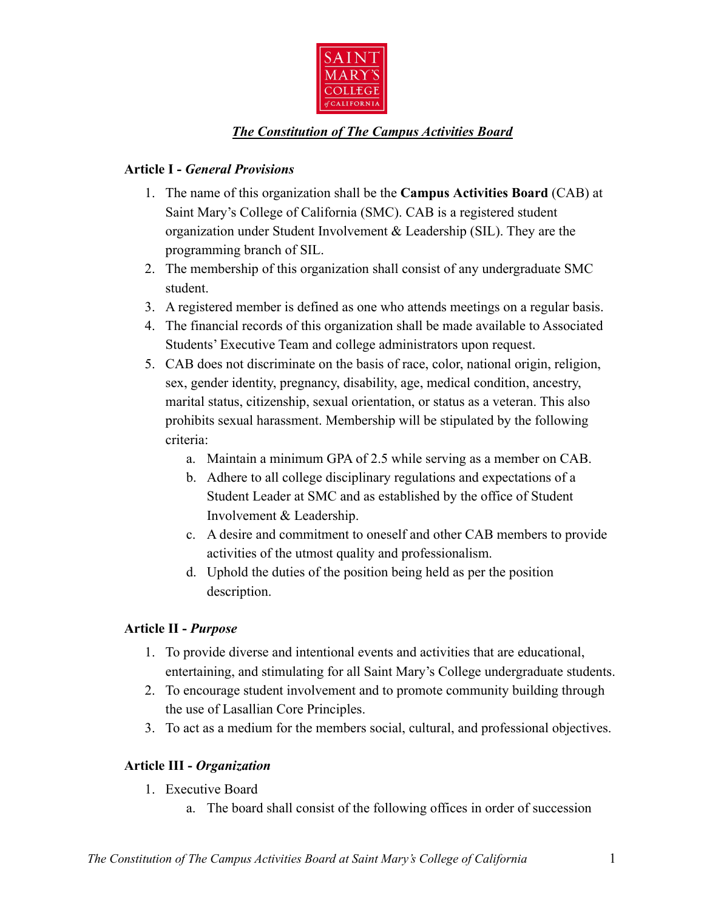# ***The Constitution of The Campus Activities Board***

## Article I - *General Provisions*

1. The name of this organization shall be the **Campus Activities Board** (CAB) at Saint Mary's College of California (SMC). CAB is a registered student organization under Student Involvement & Leadership (SIL). They are the programming branch of SIL.
2. The membership of this organization shall consist of any undergraduate SMC student.
3. A registered member is defined as one who attends meetings on a regular basis.
4. The financial records of this organization shall be made available to Associated Students' Executive Team and college administrators upon request.
5. CAB does not discriminate on the basis of race, color, national origin, religion, sex, gender identity, pregnancy, disability, age, medical condition, ancestry, marital status, citizenship, sexual orientation, or status as a veteran. This also prohibits sexual harassment. Membership will be stipulated by the following criteria:
   a. Maintain a minimum GPA of 2.5 while serving as a member on CAB.
   b. Adhere to all college disciplinary regulations and expectations of a Student Leader at SMC and as established by the office of Student Involvement & Leadership.
   c. A desire and commitment to oneself and other CAB members to provide activities of the utmost quality and professionalism.
   d. Uphold the duties of the position being held as per the position description.

## Article II - *Purpose*

1. To provide diverse and intentional events and activities that are educational, entertaining, and stimulating for all Saint Mary's College undergraduate students.
2. To encourage student involvement and to promote community building through the use of Lasallian Core Principles.
3. To act as a medium for the members social, cultural, and professional objectives.

## Article III - *Organization*

1. Executive Board
   a. The board shall consist of the following offices in order of succession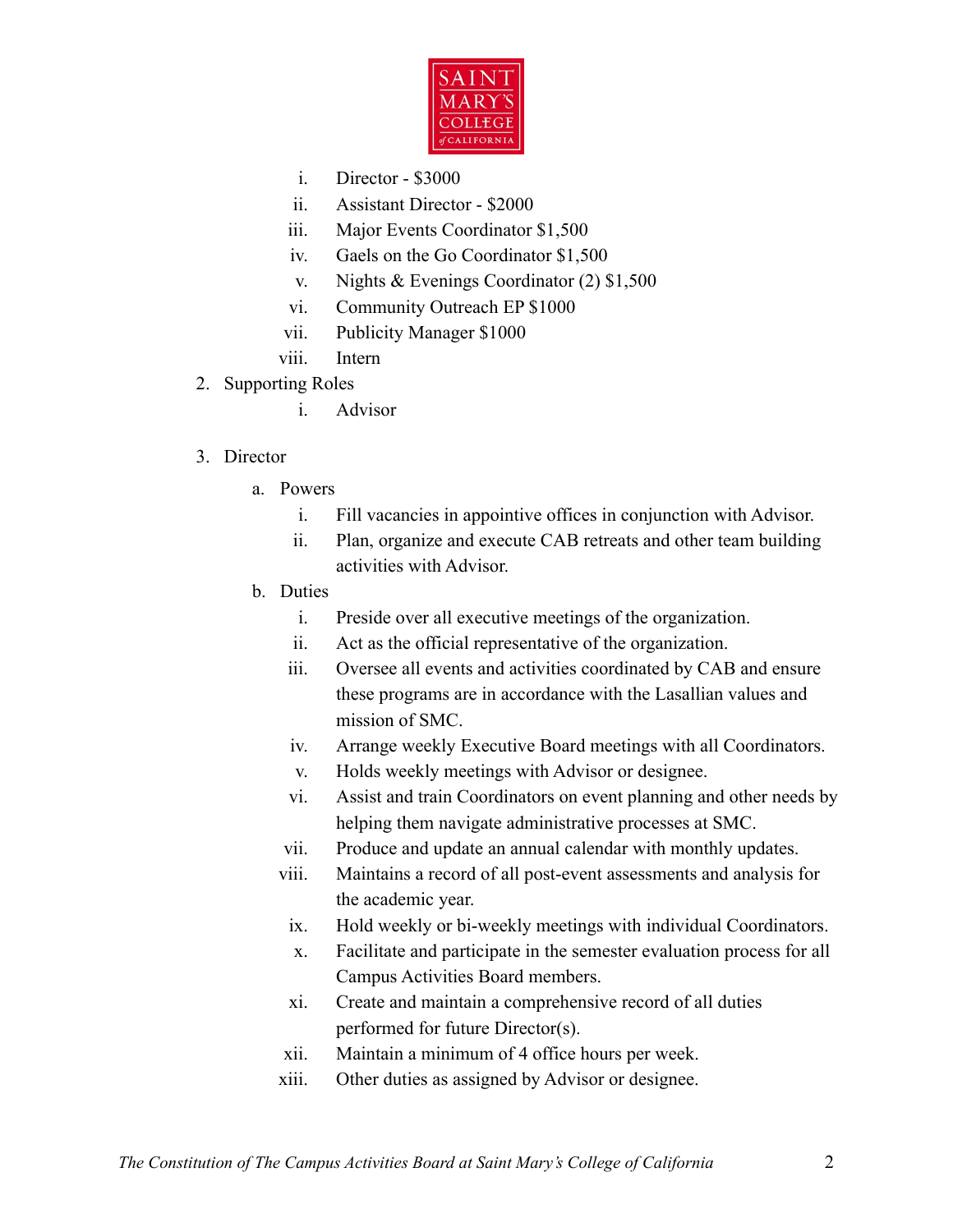i. Director - $3000
   ii. Assistant Director - $2000
   iii. Major Events Coordinator $1,500
   iv. Gaels on the Go Coordinator $1,500
   v. Nights & Evenings Coordinator (2) $1,500
   vi. Community Outreach EP $1000
   vii. Publicity Manager $1000
   viii. Intern

2. Supporting Roles
   i. Advisor

3. Director
   a. Powers
      i. Fill vacancies in appointive offices in conjunction with Advisor.
      ii. Plan, organize and execute CAB retreats and other team building activities with Advisor.
   b. Duties
      i. Preside over all executive meetings of the organization.
      ii. Act as the official representative of the organization.
      iii. Oversee all events and activities coordinated by CAB and ensure these programs are in accordance with the Lasallian values and mission of SMC.
      iv. Arrange weekly Executive Board meetings with all Coordinators.
      v. Holds weekly meetings with Advisor or designee.
      vi. Assist and train Coordinators on event planning and other needs by helping them navigate administrative processes at SMC.
      vii. Produce and update an annual calendar with monthly updates.
      viii. Maintains a record of all post-event assessments and analysis for the academic year.
      ix. Hold weekly or bi-weekly meetings with individual Coordinators.
      x. Facilitate and participate in the semester evaluation process for all Campus Activities Board members.
      xi. Create and maintain a comprehensive record of all duties performed for future Director(s).
      xii. Maintain a minimum of 4 office hours per week.
      xiii. Other duties as assigned by Advisor or designee.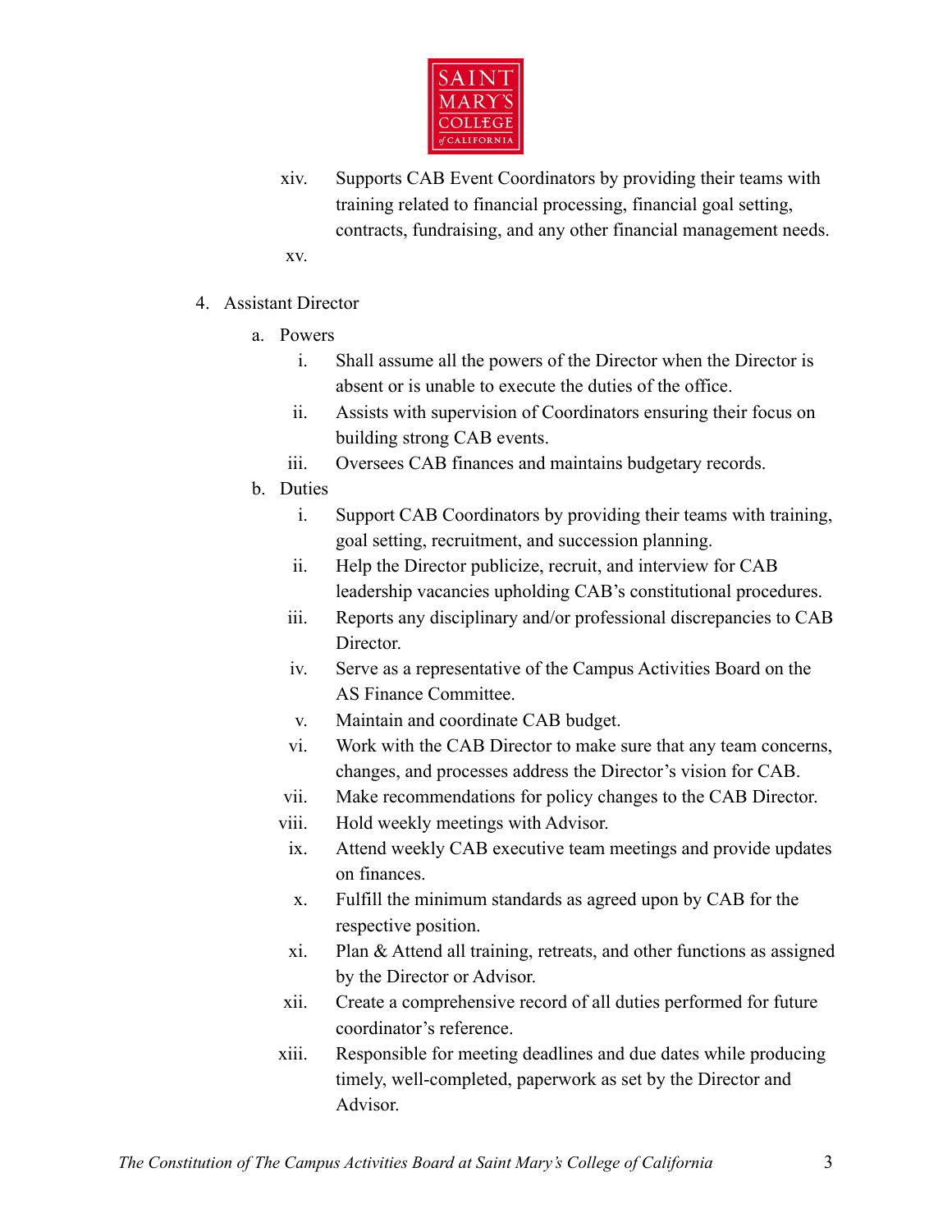xiv. Supports CAB Event Coordinators by providing their teams with training related to financial processing, financial goal setting, contracts, fundraising, and any other financial management needs.

xv.

4. Assistant Director
   a. Powers
      i. Shall assume all the powers of the Director when the Director is absent or is unable to execute the duties of the office.
      ii. Assists with supervision of Coordinators ensuring their focus on building strong CAB events.
      iii. Oversees CAB finances and maintains budgetary records.
   b. Duties
      i. Support CAB Coordinators by providing their teams with training, goal setting, recruitment, and succession planning.
      ii. Help the Director publicize, recruit, and interview for CAB leadership vacancies upholding CAB's constitutional procedures.
      iii. Reports any disciplinary and/or professional discrepancies to CAB Director.
      iv. Serve as a representative of the Campus Activities Board on the AS Finance Committee.
      v. Maintain and coordinate CAB budget.
      vi. Work with the CAB Director to make sure that any team concerns, changes, and processes address the Director's vision for CAB.
      vii. Make recommendations for policy changes to the CAB Director.
      viii. Hold weekly meetings with Advisor.
      ix. Attend weekly CAB executive team meetings and provide updates on finances.
      x. Fulfill the minimum standards as agreed upon by CAB for the respective position.
      xi. Plan & Attend all training, retreats, and other functions as assigned by the Director or Advisor.
      xii. Create a comprehensive record of all duties performed for future coordinator's reference.
      xiii. Responsible for meeting deadlines and due dates while producing timely, well-completed, paperwork as set by the Director and Advisor.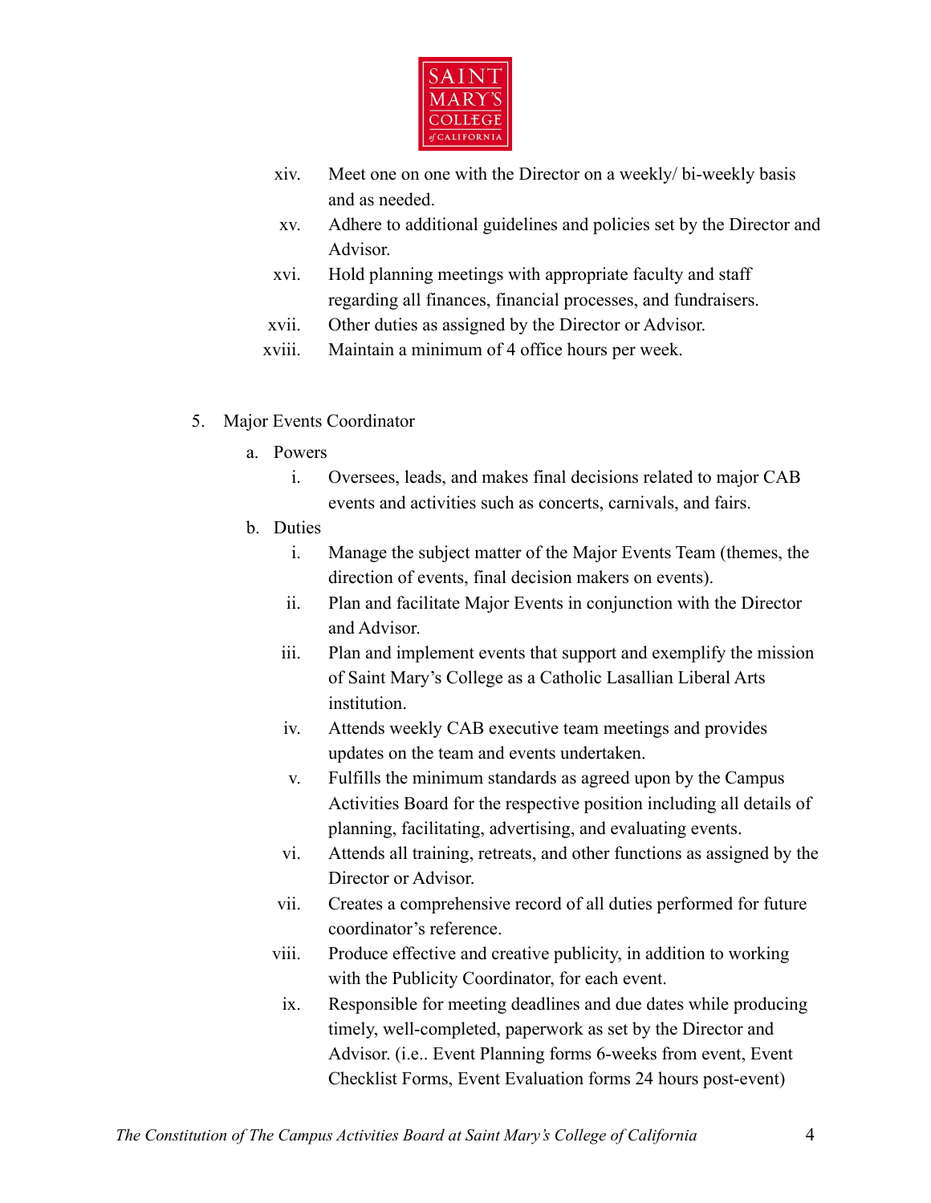xiv. Meet one on one with the Director on a weekly/ bi-weekly basis and as needed.

xv. Adhere to additional guidelines and policies set by the Director and Advisor.

xvi. Hold planning meetings with appropriate faculty and staff regarding all finances, financial processes, and fundraisers.

xvii. Other duties as assigned by the Director or Advisor.

xviii. Maintain a minimum of 4 office hours per week.

5. Major Events Coordinator

   a. Powers

      i. Oversees, leads, and makes final decisions related to major CAB events and activities such as concerts, carnivals, and fairs.

   b. Duties

      i. Manage the subject matter of the Major Events Team (themes, the direction of events, final decision makers on events).

      ii. Plan and facilitate Major Events in conjunction with the Director and Advisor.

      iii. Plan and implement events that support and exemplify the mission of Saint Mary's College as a Catholic Lasallian Liberal Arts institution.

      iv. Attends weekly CAB executive team meetings and provides updates on the team and events undertaken.

      v. Fulfills the minimum standards as agreed upon by the Campus Activities Board for the respective position including all details of planning, facilitating, advertising, and evaluating events.

      vi. Attends all training, retreats, and other functions as assigned by the Director or Advisor.

      vii. Creates a comprehensive record of all duties performed for future coordinator's reference.

      viii. Produce effective and creative publicity, in addition to working with the Publicity Coordinator, for each event.

      ix. Responsible for meeting deadlines and due dates while producing timely, well-completed, paperwork as set by the Director and Advisor. (i.e.. Event Planning forms 6-weeks from event, Event Checklist Forms, Event Evaluation forms 24 hours post-event)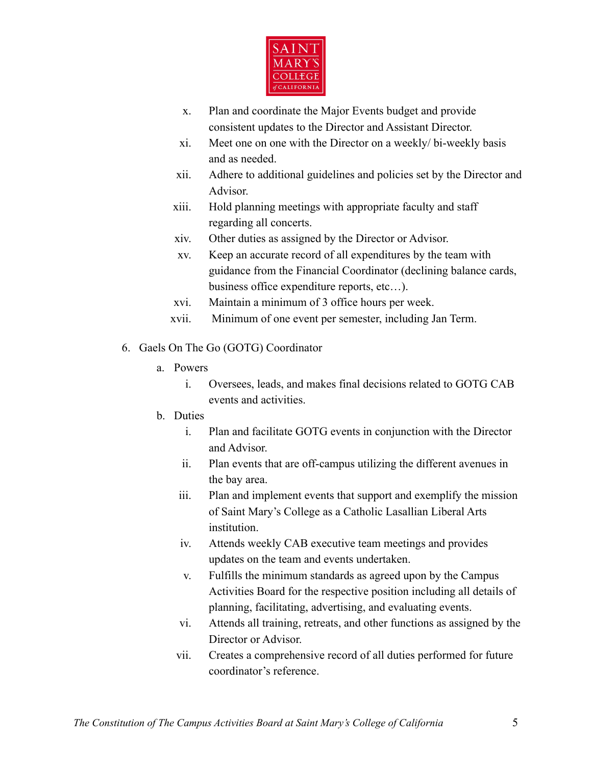x. Plan and coordinate the Major Events budget and provide consistent updates to the Director and Assistant Director.
xi. Meet one on one with the Director on a weekly/ bi-weekly basis and as needed.
xii. Adhere to additional guidelines and policies set by the Director and Advisor.
xiii. Hold planning meetings with appropriate faculty and staff regarding all concerts.
xiv. Other duties as assigned by the Director or Advisor.
xv. Keep an accurate record of all expenditures by the team with guidance from the Financial Coordinator (declining balance cards, business office expenditure reports, etc…).
xvi. Maintain a minimum of 3 office hours per week.
xvii. Minimum of one event per semester, including Jan Term.

6. Gaels On The Go (GOTG) Coordinator
   a. Powers
      i. Oversees, leads, and makes final decisions related to GOTG CAB events and activities.
   b. Duties
      i. Plan and facilitate GOTG events in conjunction with the Director and Advisor.
      ii. Plan events that are off-campus utilizing the different avenues in the bay area.
      iii. Plan and implement events that support and exemplify the mission of Saint Mary's College as a Catholic Lasallian Liberal Arts institution.
      iv. Attends weekly CAB executive team meetings and provides updates on the team and events undertaken.
      v. Fulfills the minimum standards as agreed upon by the Campus Activities Board for the respective position including all details of planning, facilitating, advertising, and evaluating events.
      vi. Attends all training, retreats, and other functions as assigned by the Director or Advisor.
      vii. Creates a comprehensive record of all duties performed for future coordinator's reference.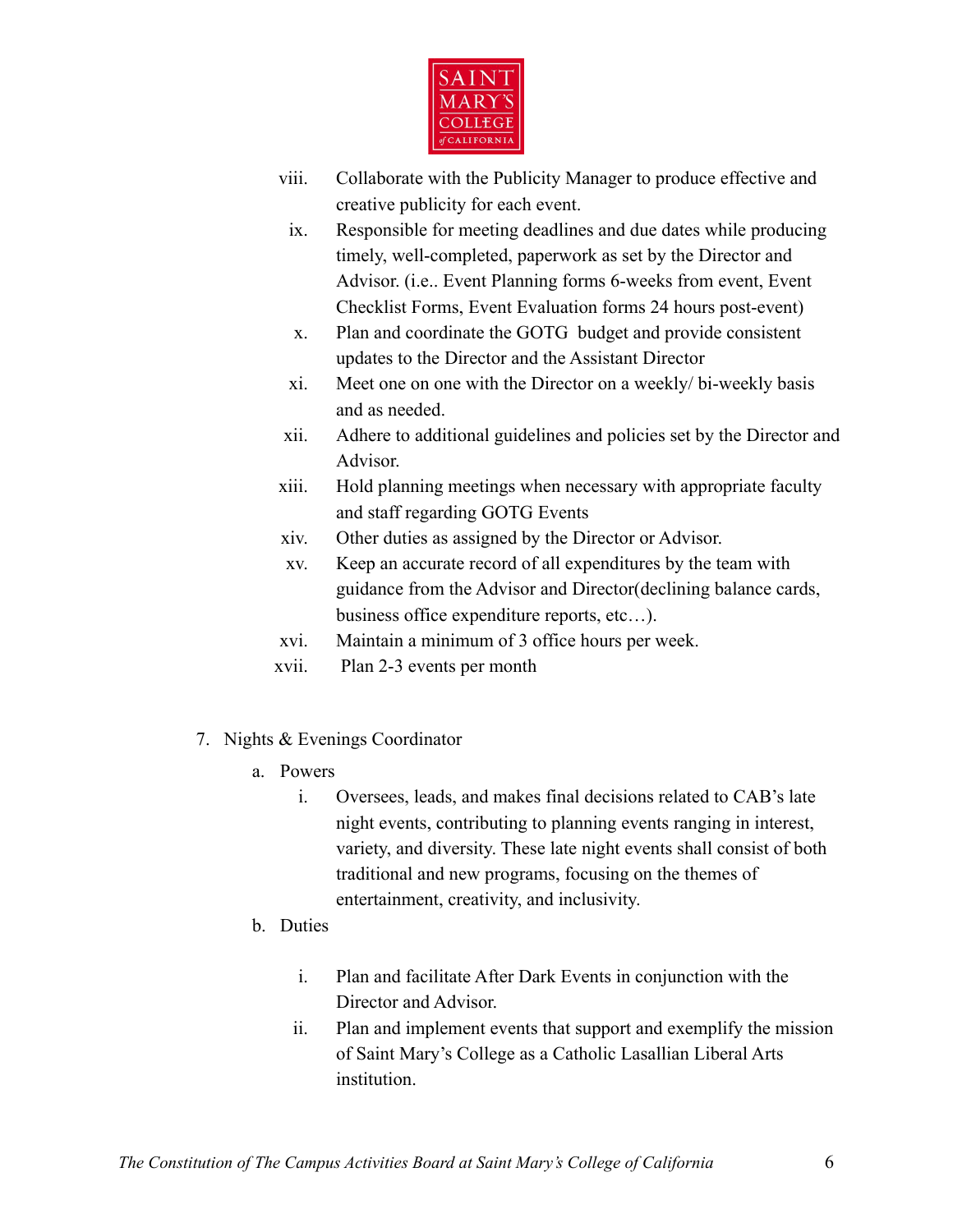viii. Collaborate with the Publicity Manager to produce effective and creative publicity for each event.

ix. Responsible for meeting deadlines and due dates while producing timely, well-completed, paperwork as set by the Director and Advisor. (i.e.. Event Planning forms 6-weeks from event, Event Checklist Forms, Event Evaluation forms 24 hours post-event)

x. Plan and coordinate the GOTG budget and provide consistent updates to the Director and the Assistant Director

xi. Meet one on one with the Director on a weekly/ bi-weekly basis and as needed.

xii. Adhere to additional guidelines and policies set by the Director and Advisor.

xiii. Hold planning meetings when necessary with appropriate faculty and staff regarding GOTG Events

xiv. Other duties as assigned by the Director or Advisor.

xv. Keep an accurate record of all expenditures by the team with guidance from the Advisor and Director(declining balance cards, business office expenditure reports, etc…).

xvi. Maintain a minimum of 3 office hours per week.

xvii. Plan 2-3 events per month

7. Nights & Evenings Coordinator

   a. Powers

      i. Oversees, leads, and makes final decisions related to CAB's late night events, contributing to planning events ranging in interest, variety, and diversity. These late night events shall consist of both traditional and new programs, focusing on the themes of entertainment, creativity, and inclusivity.

   b. Duties

      i. Plan and facilitate After Dark Events in conjunction with the Director and Advisor.

      ii. Plan and implement events that support and exemplify the mission of Saint Mary's College as a Catholic Lasallian Liberal Arts institution.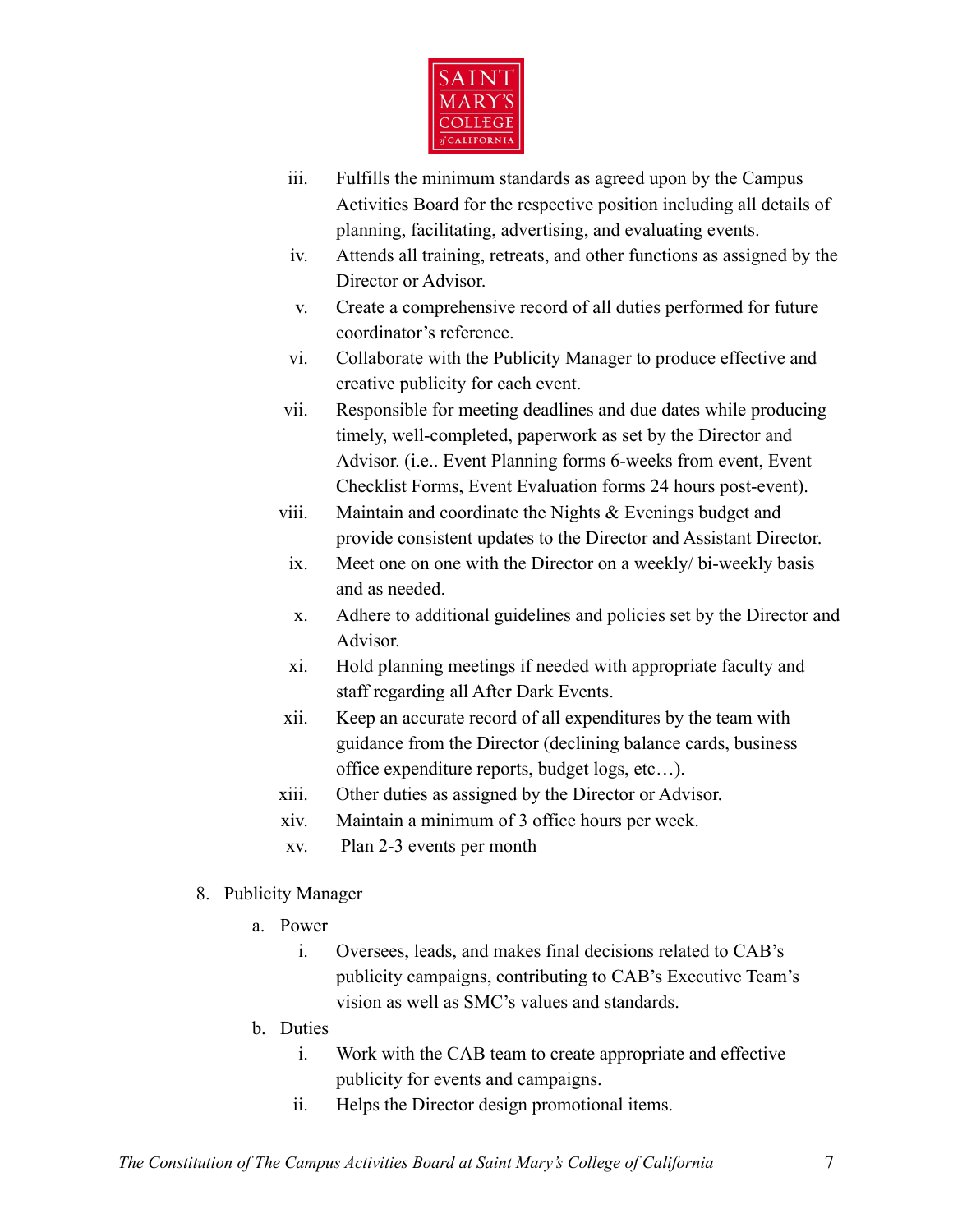iii. Fulfills the minimum standards as agreed upon by the Campus Activities Board for the respective position including all details of planning, facilitating, advertising, and evaluating events.
iv. Attends all training, retreats, and other functions as assigned by the Director or Advisor.
v. Create a comprehensive record of all duties performed for future coordinator's reference.
vi. Collaborate with the Publicity Manager to produce effective and creative publicity for each event.
vii. Responsible for meeting deadlines and due dates while producing timely, well-completed, paperwork as set by the Director and Advisor. (i.e.. Event Planning forms 6-weeks from event, Event Checklist Forms, Event Evaluation forms 24 hours post-event).
viii. Maintain and coordinate the Nights & Evenings budget and provide consistent updates to the Director and Assistant Director.
ix. Meet one on one with the Director on a weekly/ bi-weekly basis and as needed.
x. Adhere to additional guidelines and policies set by the Director and Advisor.
xi. Hold planning meetings if needed with appropriate faculty and staff regarding all After Dark Events.
xii. Keep an accurate record of all expenditures by the team with guidance from the Director (declining balance cards, business office expenditure reports, budget logs, etc…).
xiii. Other duties as assigned by the Director or Advisor.
xiv. Maintain a minimum of 3 office hours per week.
xv. Plan 2-3 events per month

8. Publicity Manager
   a. Power
      i. Oversees, leads, and makes final decisions related to CAB's publicity campaigns, contributing to CAB's Executive Team's vision as well as SMC's values and standards.
   b. Duties
      i. Work with the CAB team to create appropriate and effective publicity for events and campaigns.
      ii. Helps the Director design promotional items.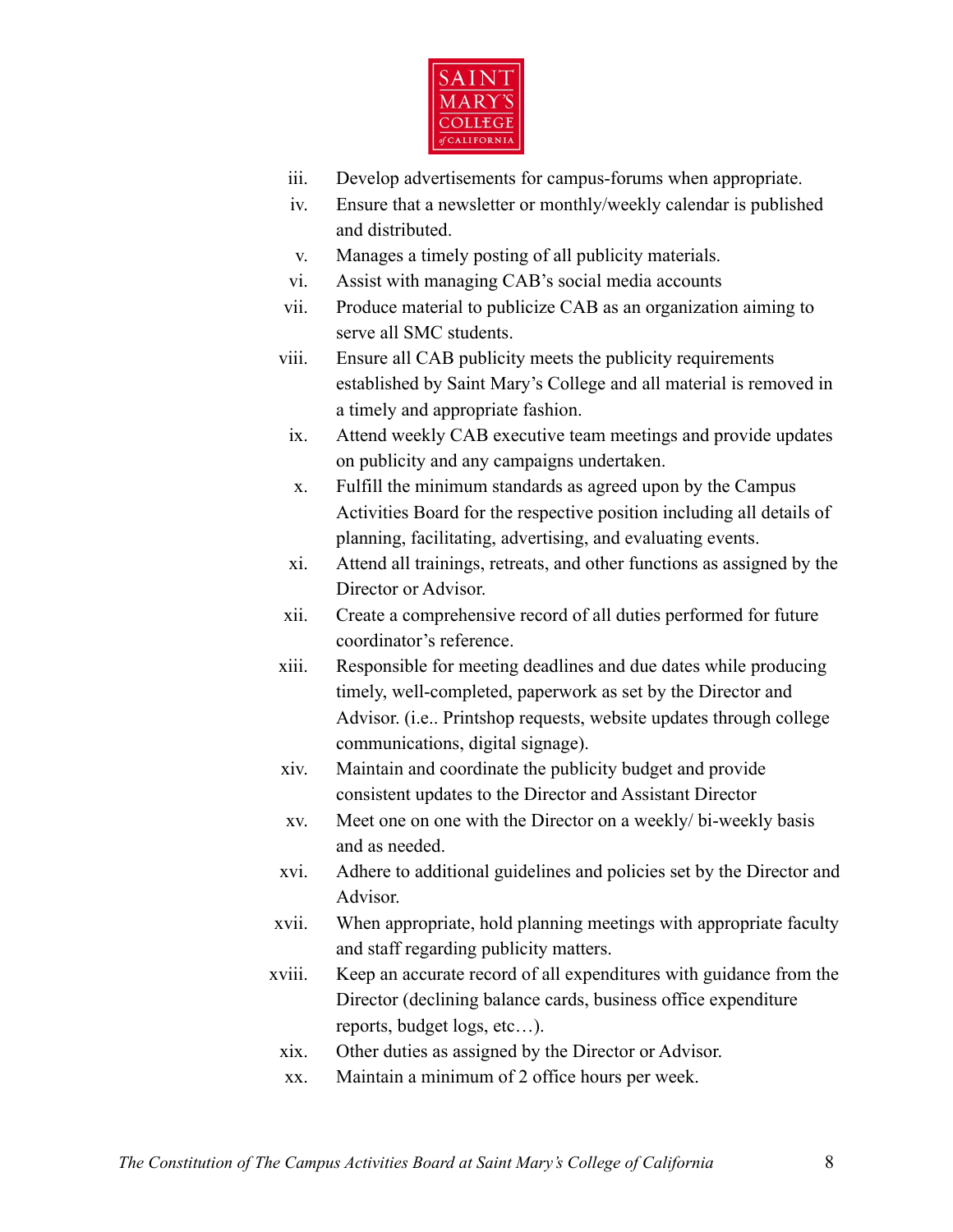iii. Develop advertisements for campus-forums when appropriate.
iv. Ensure that a newsletter or monthly/weekly calendar is published and distributed.
v. Manages a timely posting of all publicity materials.
vi. Assist with managing CAB's social media accounts
vii. Produce material to publicize CAB as an organization aiming to serve all SMC students.
viii. Ensure all CAB publicity meets the publicity requirements established by Saint Mary's College and all material is removed in a timely and appropriate fashion.
ix. Attend weekly CAB executive team meetings and provide updates on publicity and any campaigns undertaken.
x. Fulfill the minimum standards as agreed upon by the Campus Activities Board for the respective position including all details of planning, facilitating, advertising, and evaluating events.
xi. Attend all trainings, retreats, and other functions as assigned by the Director or Advisor.
xii. Create a comprehensive record of all duties performed for future coordinator's reference.
xiii. Responsible for meeting deadlines and due dates while producing timely, well-completed, paperwork as set by the Director and Advisor. (i.e.. Printshop requests, website updates through college communications, digital signage).
xiv. Maintain and coordinate the publicity budget and provide consistent updates to the Director and Assistant Director
xv. Meet one on one with the Director on a weekly/ bi-weekly basis and as needed.
xvi. Adhere to additional guidelines and policies set by the Director and Advisor.
xvii. When appropriate, hold planning meetings with appropriate faculty and staff regarding publicity matters.
xviii. Keep an accurate record of all expenditures with guidance from the Director (declining balance cards, business office expenditure reports, budget logs, etc…).
xix. Other duties as assigned by the Director or Advisor.
xx. Maintain a minimum of 2 office hours per week.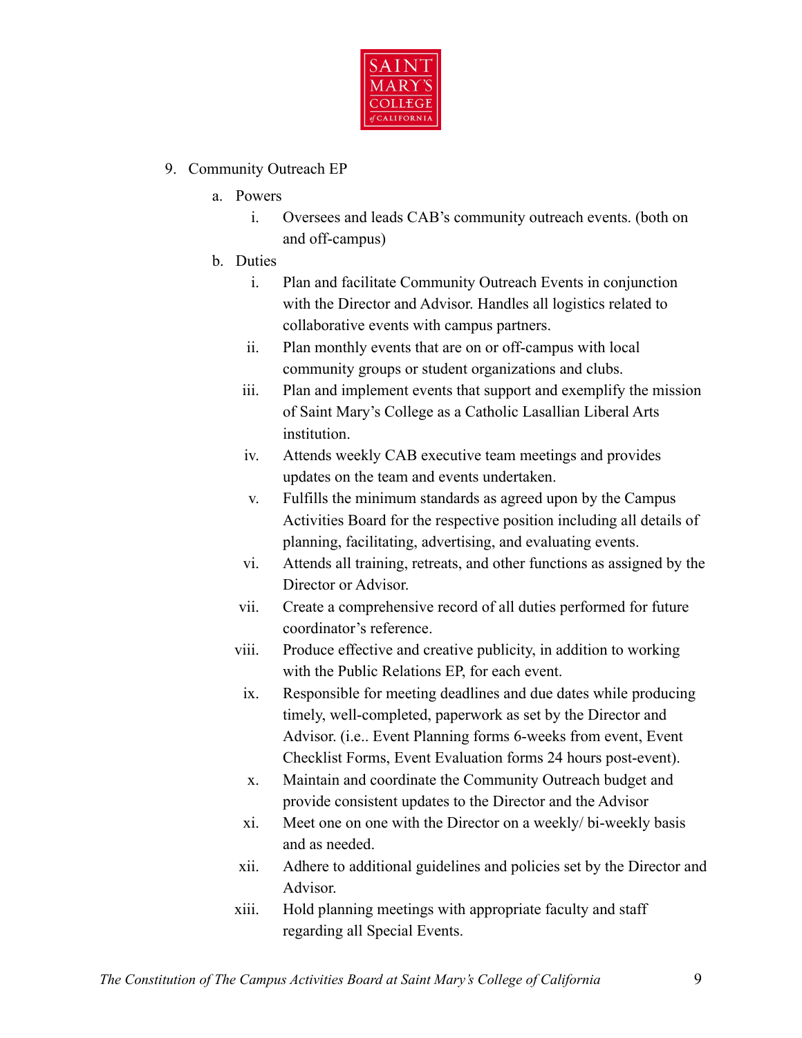9. Community Outreach EP
    a. Powers
        i. Oversees and leads CAB's community outreach events. (both on and off-campus)
    b. Duties
        i. Plan and facilitate Community Outreach Events in conjunction with the Director and Advisor. Handles all logistics related to collaborative events with campus partners.
        ii. Plan monthly events that are on or off-campus with local community groups or student organizations and clubs.
        iii. Plan and implement events that support and exemplify the mission of Saint Mary's College as a Catholic Lasallian Liberal Arts institution.
        iv. Attends weekly CAB executive team meetings and provides updates on the team and events undertaken.
        v. Fulfills the minimum standards as agreed upon by the Campus Activities Board for the respective position including all details of planning, facilitating, advertising, and evaluating events.
        vi. Attends all training, retreats, and other functions as assigned by the Director or Advisor.
        vii. Create a comprehensive record of all duties performed for future coordinator's reference.
        viii. Produce effective and creative publicity, in addition to working with the Public Relations EP, for each event.
        ix. Responsible for meeting deadlines and due dates while producing timely, well-completed, paperwork as set by the Director and Advisor. (i.e.. Event Planning forms 6-weeks from event, Event Checklist Forms, Event Evaluation forms 24 hours post-event).
        x. Maintain and coordinate the Community Outreach budget and provide consistent updates to the Director and the Advisor
        xi. Meet one on one with the Director on a weekly/ bi-weekly basis and as needed.
        xii. Adhere to additional guidelines and policies set by the Director and Advisor.
        xiii. Hold planning meetings with appropriate faculty and staff regarding all Special Events.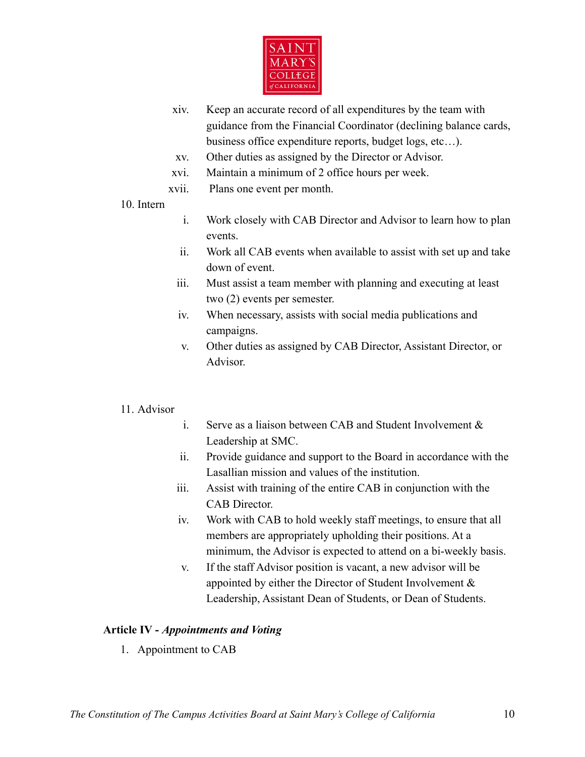xiv. Keep an accurate record of all expenditures by the team with guidance from the Financial Coordinator (declining balance cards, business office expenditure reports, budget logs, etc…).

xv. Other duties as assigned by the Director or Advisor.

xvi. Maintain a minimum of 2 office hours per week.

xvii. Plans one event per month.

10. Intern

   i. Work closely with CAB Director and Advisor to learn how to plan events.

   ii. Work all CAB events when available to assist with set up and take down of event.

   iii. Must assist a team member with planning and executing at least two (2) events per semester.

   iv. When necessary, assists with social media publications and campaigns.

   v. Other duties as assigned by CAB Director, Assistant Director, or Advisor.

11. Advisor

   i. Serve as a liaison between CAB and Student Involvement & Leadership at SMC.

   ii. Provide guidance and support to the Board in accordance with the Lasallian mission and values of the institution.

   iii. Assist with training of the entire CAB in conjunction with the CAB Director.

   iv. Work with CAB to hold weekly staff meetings, to ensure that all members are appropriately upholding their positions. At a minimum, the Advisor is expected to attend on a bi-weekly basis.

   v. If the staff Advisor position is vacant, a new advisor will be appointed by either the Director of Student Involvement & Leadership, Assistant Dean of Students, or Dean of Students.

**Article IV -** ***Appointments and Voting***

1. Appointment to CAB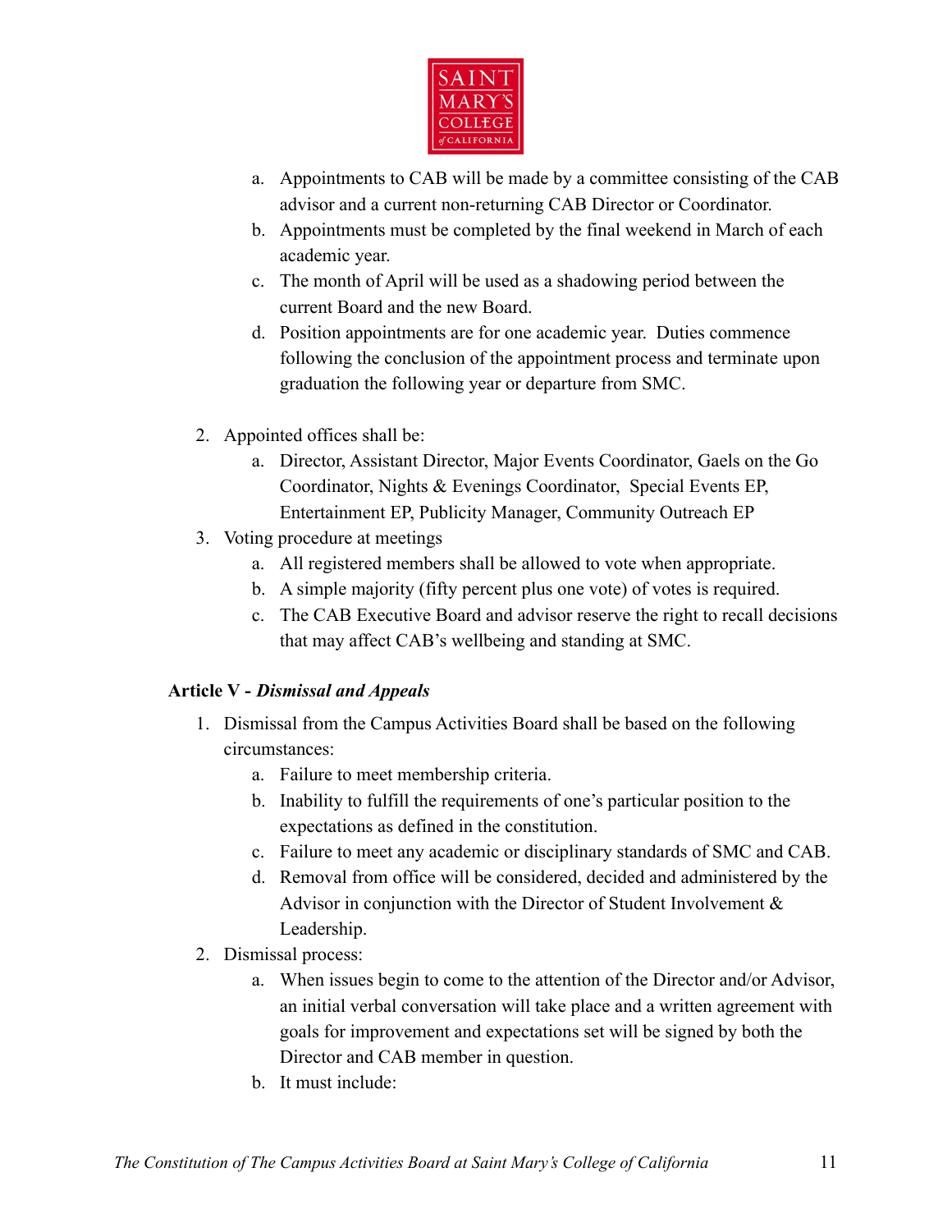a. Appointments to CAB will be made by a committee consisting of the CAB advisor and a current non-returning CAB Director or Coordinator.
b. Appointments must be completed by the final weekend in March of each academic year.
c. The month of April will be used as a shadowing period between the current Board and the new Board.
d. Position appointments are for one academic year. Duties commence following the conclusion of the appointment process and terminate upon graduation the following year or departure from SMC.

2. Appointed offices shall be:
   a. Director, Assistant Director, Major Events Coordinator, Gaels on the Go Coordinator, Nights & Evenings Coordinator, Special Events EP, Entertainment EP, Publicity Manager, Community Outreach EP
3. Voting procedure at meetings
   a. All registered members shall be allowed to vote when appropriate.
   b. A simple majority (fifty percent plus one vote) of votes is required.
   c. The CAB Executive Board and advisor reserve the right to recall decisions that may affect CAB's wellbeing and standing at SMC.

**Article V - *Dismissal and Appeals***

1. Dismissal from the Campus Activities Board shall be based on the following circumstances:
   a. Failure to meet membership criteria.
   b. Inability to fulfill the requirements of one's particular position to the expectations as defined in the constitution.
   c. Failure to meet any academic or disciplinary standards of SMC and CAB.
   d. Removal from office will be considered, decided and administered by the Advisor in conjunction with the Director of Student Involvement & Leadership.
2. Dismissal process:
   a. When issues begin to come to the attention of the Director and/or Advisor, an initial verbal conversation will take place and a written agreement with goals for improvement and expectations set will be signed by both the Director and CAB member in question.
   b. It must include: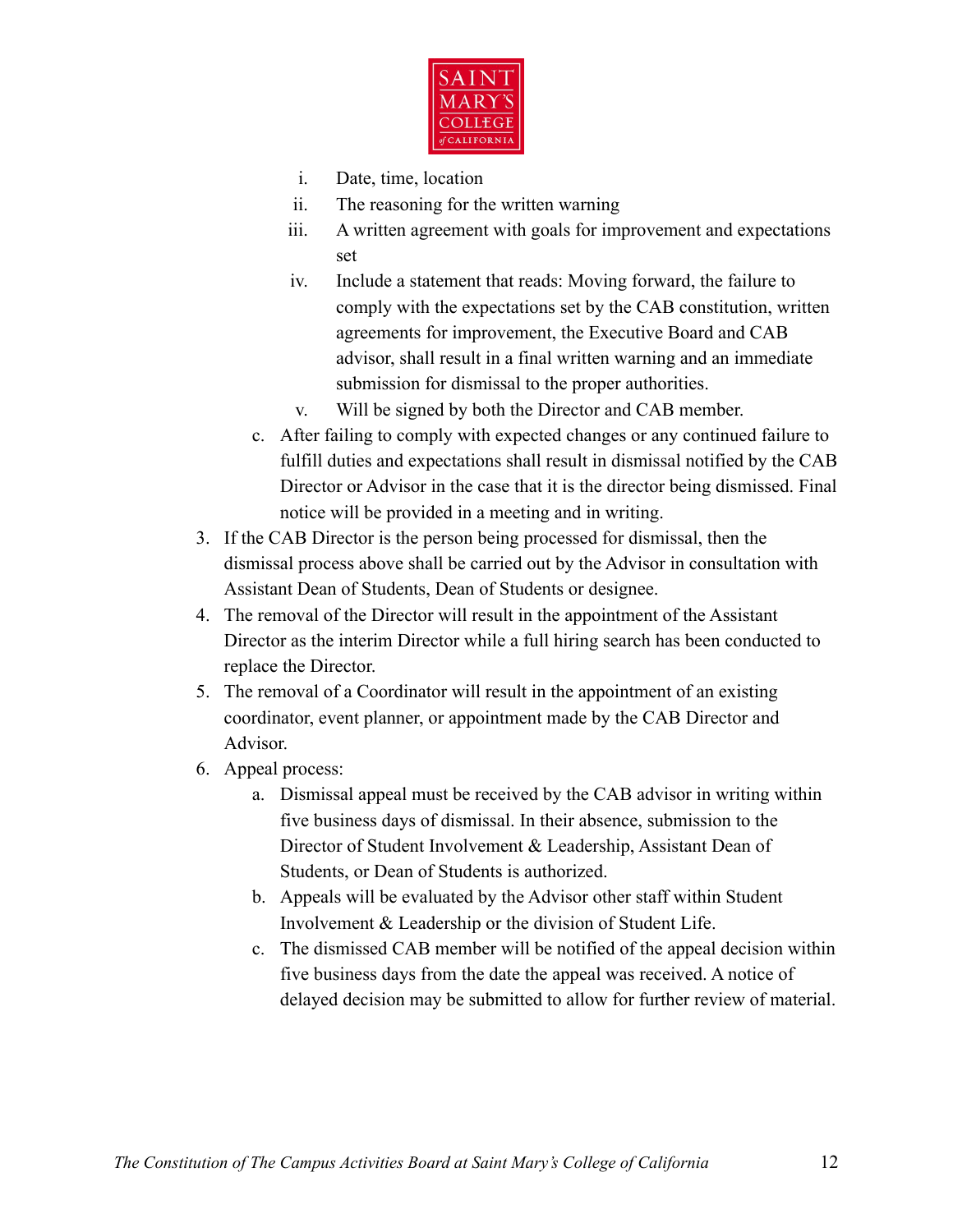i. Date, time, location
ii. The reasoning for the written warning
iii. A written agreement with goals for improvement and expectations set
iv. Include a statement that reads: Moving forward, the failure to comply with the expectations set by the CAB constitution, written agreements for improvement, the Executive Board and CAB advisor, shall result in a final written warning and an immediate submission for dismissal to the proper authorities.
v. Will be signed by both the Director and CAB member.

c. After failing to comply with expected changes or any continued failure to fulfill duties and expectations shall result in dismissal notified by the CAB Director or Advisor in the case that it is the director being dismissed. Final notice will be provided in a meeting and in writing.

3. If the CAB Director is the person being processed for dismissal, then the dismissal process above shall be carried out by the Advisor in consultation with Assistant Dean of Students, Dean of Students or designee.
4. The removal of the Director will result in the appointment of the Assistant Director as the interim Director while a full hiring search has been conducted to replace the Director.
5. The removal of a Coordinator will result in the appointment of an existing coordinator, event planner, or appointment made by the CAB Director and Advisor.
6. Appeal process:
    a. Dismissal appeal must be received by the CAB advisor in writing within five business days of dismissal. In their absence, submission to the Director of Student Involvement & Leadership, Assistant Dean of Students, or Dean of Students is authorized.
    b. Appeals will be evaluated by the Advisor other staff within Student Involvement & Leadership or the division of Student Life.
    c. The dismissed CAB member will be notified of the appeal decision within five business days from the date the appeal was received. A notice of delayed decision may be submitted to allow for further review of material.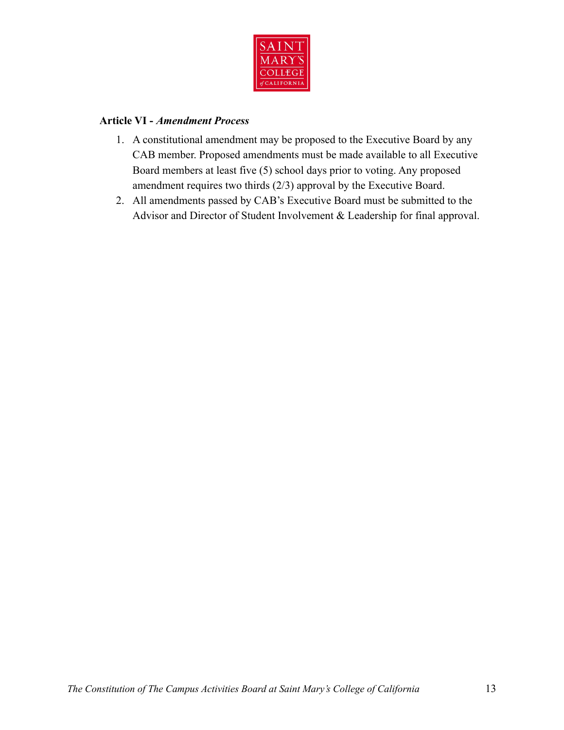**Article VI -** ***Amendment Process***

1. A constitutional amendment may be proposed to the Executive Board by any CAB member. Proposed amendments must be made available to all Executive Board members at least five (5) school days prior to voting. Any proposed amendment requires two thirds (2/3) approval by the Executive Board.
2. All amendments passed by CAB's Executive Board must be submitted to the Advisor and Director of Student Involvement & Leadership for final approval.